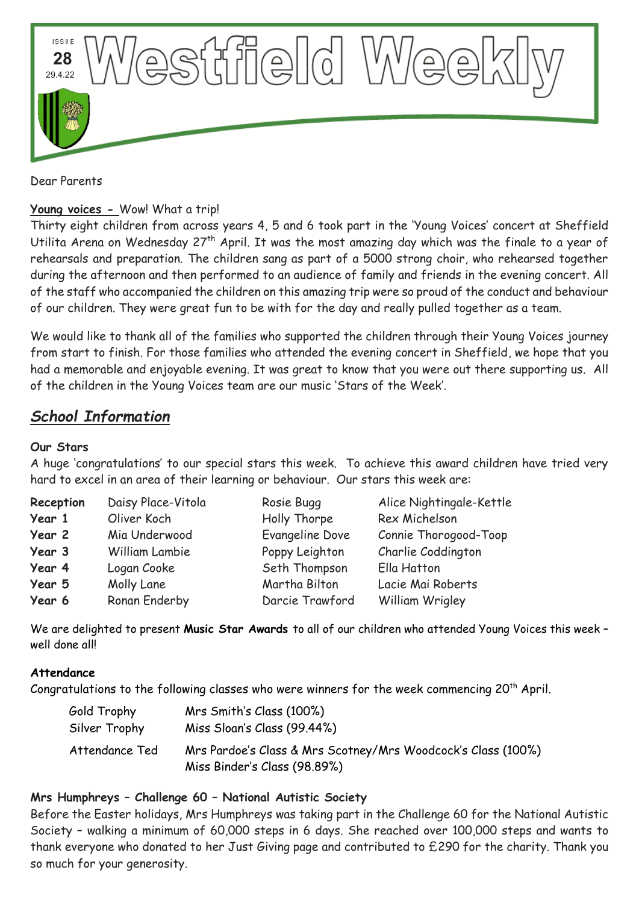# Westfield Weekly

ISSUE 28
29.4.22

Dear Parents

**Young voices -** Wow! What a trip!

Thirty eight children from across years 4, 5 and 6 took part in the 'Young Voices' concert at Sheffield Utilita Arena on Wednesday 27th April. It was the most amazing day which was the finale to a year of rehearsals and preparation. The children sang as part of a 5000 strong choir, who rehearsed together during the afternoon and then performed to an audience of family and friends in the evening concert. All of the staff who accompanied the children on this amazing trip were so proud of the conduct and behaviour of our children. They were great fun to be with for the day and really pulled together as a team.

We would like to thank all of the families who supported the children through their Young Voices journey from start to finish. For those families who attended the evening concert in Sheffield, we hope that you had a memorable and enjoyable evening. It was great to know that you were out there supporting us. All of the children in the Young Voices team are our music 'Stars of the Week'.

## *School Information*

### Our Stars

A huge 'congratulations' to our special stars this week. To achieve this award children have tried very hard to excel in an area of their learning or behaviour. Our stars this week are:

| | | | |
|---|---|---|---|
| **Reception** | Daisy Place-Vitola | Rosie Bugg | Alice Nightingale-Kettle |
| **Year 1** | Oliver Koch | Holly Thorpe | Rex Michelson |
| **Year 2** | Mia Underwood | Evangeline Dove | Connie Thorogood-Toop |
| **Year 3** | William Lambie | Poppy Leighton | Charlie Coddington |
| **Year 4** | Logan Cooke | Seth Thompson | Ella Hatton |
| **Year 5** | Molly Lane | Martha Bilton | Lacie Mai Roberts |
| **Year 6** | Ronan Enderby | Darcie Trawford | William Wrigley |

We are delighted to present **Music Star Awards** to all of our children who attended Young Voices this week – well done all!

### Attendance

Congratulations to the following classes who were winners for the week commencing 20th April.

| | |
|---|---|
| Gold Trophy | Mrs Smith's Class (100%) |
| Silver Trophy | Miss Sloan's Class (99.44%) |
| Attendance Ted | Mrs Pardoe's Class & Mrs Scotney/Mrs Woodcock's Class (100%) Miss Binder's Class (98.89%) |

### Mrs Humphreys – Challenge 60 – National Autistic Society

Before the Easter holidays, Mrs Humphreys was taking part in the Challenge 60 for the National Autistic Society – walking a minimum of 60,000 steps in 6 days. She reached over 100,000 steps and wants to thank everyone who donated to her Just Giving page and contributed to £290 for the charity. Thank you so much for your generosity.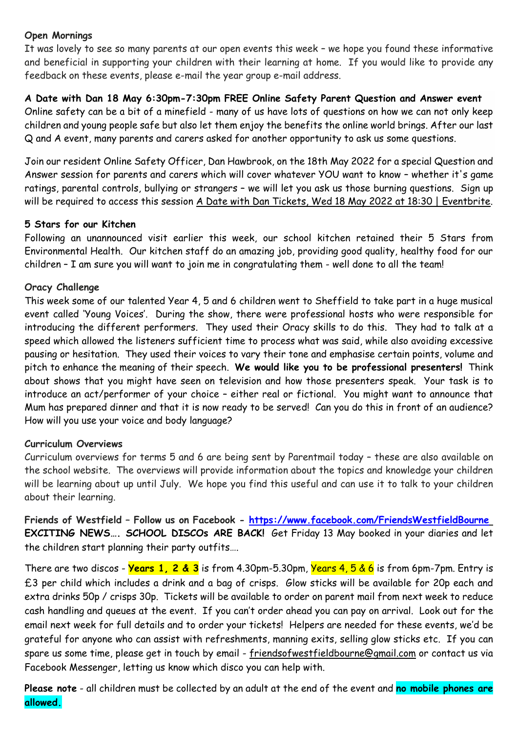**Open Mornings**

It was lovely to see so many parents at our open events this week – we hope you found these informative and beneficial in supporting your children with their learning at home. If you would like to provide any feedback on these events, please e-mail the year group e-mail address.

**A Date with Dan 18 May 6:30pm-7:30pm FREE Online Safety Parent Question and Answer event**

Online safety can be a bit of a minefield - many of us have lots of questions on how we can not only keep children and young people safe but also let them enjoy the benefits the online world brings. After our last Q and A event, many parents and carers asked for another opportunity to ask us some questions.

Join our resident Online Safety Officer, Dan Hawbrook, on the 18th May 2022 for a special Question and Answer session for parents and carers which will cover whatever YOU want to know – whether it's game ratings, parental controls, bullying or strangers – we will let you ask us those burning questions. Sign up will be required to access this session A Date with Dan Tickets, Wed 18 May 2022 at 18:30 | Eventbrite.

**5 Stars for our Kitchen**

Following an unannounced visit earlier this week, our school kitchen retained their 5 Stars from Environmental Health. Our kitchen staff do an amazing job, providing good quality, healthy food for our children – I am sure you will want to join me in congratulating them - well done to all the team!

**Oracy Challenge**

This week some of our talented Year 4, 5 and 6 children went to Sheffield to take part in a huge musical event called 'Young Voices'. During the show, there were professional hosts who were responsible for introducing the different performers. They used their Oracy skills to do this. They had to talk at a speed which allowed the listeners sufficient time to process what was said, while also avoiding excessive pausing or hesitation. They used their voices to vary their tone and emphasise certain points, volume and pitch to enhance the meaning of their speech. **We would like you to be professional presenters!** Think about shows that you might have seen on television and how those presenters speak. Your task is to introduce an act/performer of your choice – either real or fictional. You might want to announce that Mum has prepared dinner and that it is now ready to be served! Can you do this in front of an audience? How will you use your voice and body language?

**Curriculum Overviews**

Curriculum overviews for terms 5 and 6 are being sent by Parentmail today – these are also available on the school website. The overviews will provide information about the topics and knowledge your children will be learning about up until July. We hope you find this useful and can use it to talk to your children about their learning.

**Friends of Westfield – Follow us on Facebook - https://www.facebook.com/FriendsWestfieldBourne**
**EXCITING NEWS…. SCHOOL DISCOs ARE BACK!** Get Friday 13 May booked in your diaries and let the children start planning their party outfits….

There are two discos - **Years 1, 2 & 3** is from 4.30pm-5.30pm, Years 4, 5 & 6 is from 6pm-7pm. Entry is £3 per child which includes a drink and a bag of crisps. Glow sticks will be available for 20p each and extra drinks 50p / crisps 30p. Tickets will be available to order on parent mail from next week to reduce cash handling and queues at the event. If you can't order ahead you can pay on arrival. Look out for the email next week for full details and to order your tickets! Helpers are needed for these events, we'd be grateful for anyone who can assist with refreshments, manning exits, selling glow sticks etc. If you can spare us some time, please get in touch by email - friendsofwestfieldbourne@gmail.com or contact us via Facebook Messenger, letting us know which disco you can help with.

**Please note** - all children must be collected by an adult at the end of the event and **no mobile phones are allowed.**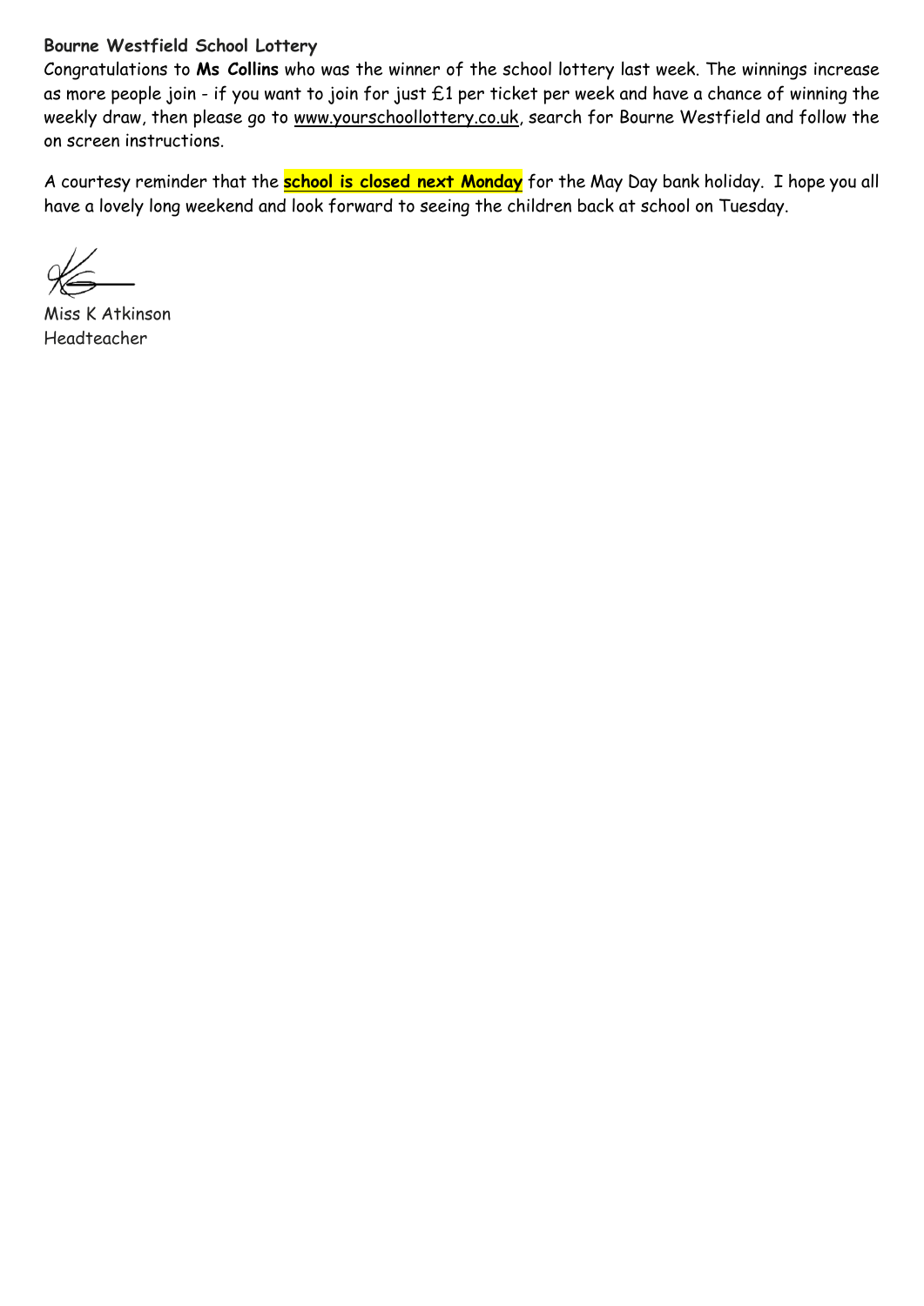**Bourne Westfield School Lottery**

Congratulations to **Ms Collins** who was the winner of the school lottery last week. The winnings increase as more people join - if you want to join for just £1 per ticket per week and have a chance of winning the weekly draw, then please go to www.yourschoollottery.co.uk, search for Bourne Westfield and follow the on screen instructions.

A courtesy reminder that the **school is closed next Monday** for the May Day bank holiday. I hope you all have a lovely long weekend and look forward to seeing the children back at school on Tuesday.

Miss K Atkinson
Headteacher